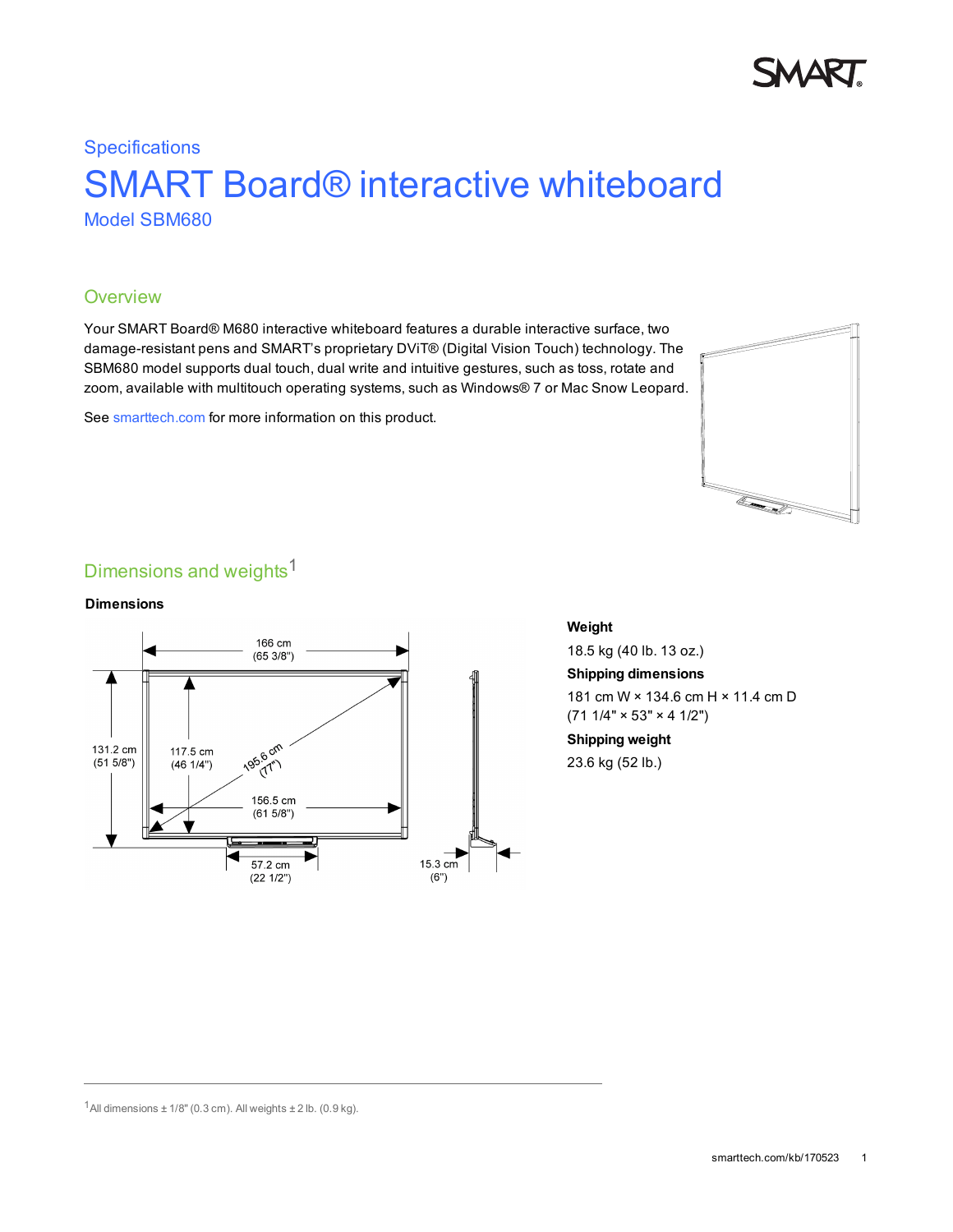Specifications

# SMART Board® interactive whiteboard

Model SBM680

## Overview

Your SMART Board® M680 interactive whiteboard features a durable interactive surface, two damage-resistant pens and SMART's proprietary DViT® (Digital Vision Touch) technology. The SBM680 model supports dual touch, dual write and intuitive gestures, such as toss, rotate and zoom, available with multitouch operating systems, such as Windows® 7 or Mac Snow Leopard.

See smarttech.com for more information on this product.

## Dimensions and weights[1]

**Dimensions**

166 cm (65 3/8")

131.2 cm (51 5/8")

117.5 cm (46 1/4")

195.6 cm (77")

156.5 cm (61 5/8")

57.2 cm (22 1/2")

15.3 cm (6")

**Weight**

18.5 kg (40 lb. 13 oz.)

**Shipping dimensions**

181 cm W × 134.6 cm H × 11.4 cm D
(71 1/4" × 53" × 4 1/2")

**Shipping weight**

23.6 kg (52 lb.)

---

[1] All dimensions ± 1/8" (0.3 cm). All weights ± 2 lb. (0.9 kg).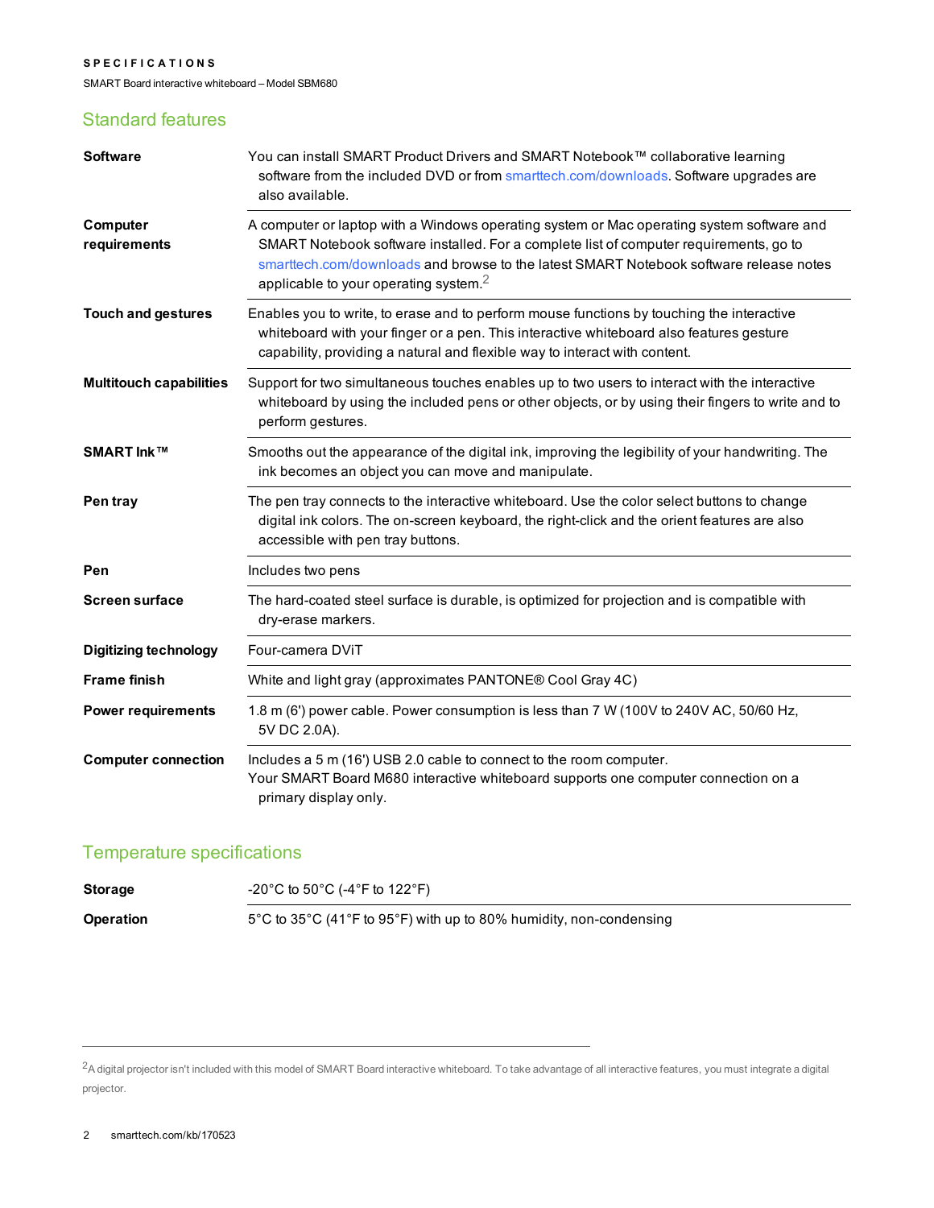## Standard features

| | |
|---|---|
| **Software** | You can install SMART Product Drivers and SMART Notebook™ collaborative learning software from the included DVD or from smarttech.com/downloads. Software upgrades are also available. |
| **Computer requirements** | A computer or laptop with a Windows operating system or Mac operating system software and SMART Notebook software installed. For a complete list of computer requirements, go to smarttech.com/downloads and browse to the latest SMART Notebook software release notes applicable to your operating system.[2] |
| **Touch and gestures** | Enables you to write, to erase and to perform mouse functions by touching the interactive whiteboard with your finger or a pen. This interactive whiteboard also features gesture capability, providing a natural and flexible way to interact with content. |
| **Multitouch capabilities** | Support for two simultaneous touches enables up to two users to interact with the interactive whiteboard by using the included pens or other objects, or by using their fingers to write and to perform gestures. |
| **SMART Ink™** | Smooths out the appearance of the digital ink, improving the legibility of your handwriting. The ink becomes an object you can move and manipulate. |
| **Pen tray** | The pen tray connects to the interactive whiteboard. Use the color select buttons to change digital ink colors. The on-screen keyboard, the right-click and the orient features are also accessible with pen tray buttons. |
| **Pen** | Includes two pens |
| **Screen surface** | The hard-coated steel surface is durable, is optimized for projection and is compatible with dry-erase markers. |
| **Digitizing technology** | Four-camera DViT |
| **Frame finish** | White and light gray (approximates PANTONE® Cool Gray 4C) |
| **Power requirements** | 1.8 m (6') power cable. Power consumption is less than 7 W (100V to 240V AC, 50/60 Hz, 5V DC 2.0A). |
| **Computer connection** | Includes a 5 m (16') USB 2.0 cable to connect to the room computer. Your SMART Board M680 interactive whiteboard supports one computer connection on a primary display only. |

## Temperature specifications

| | |
|---|---|
| **Storage** | -20°C to 50°C (-4°F to 122°F) |
| **Operation** | 5°C to 35°C (41°F to 95°F) with up to 80% humidity, non-condensing |

---

[2] A digital projector isn't included with this model of SMART Board interactive whiteboard. To take advantage of all interactive features, you must integrate a digital projector.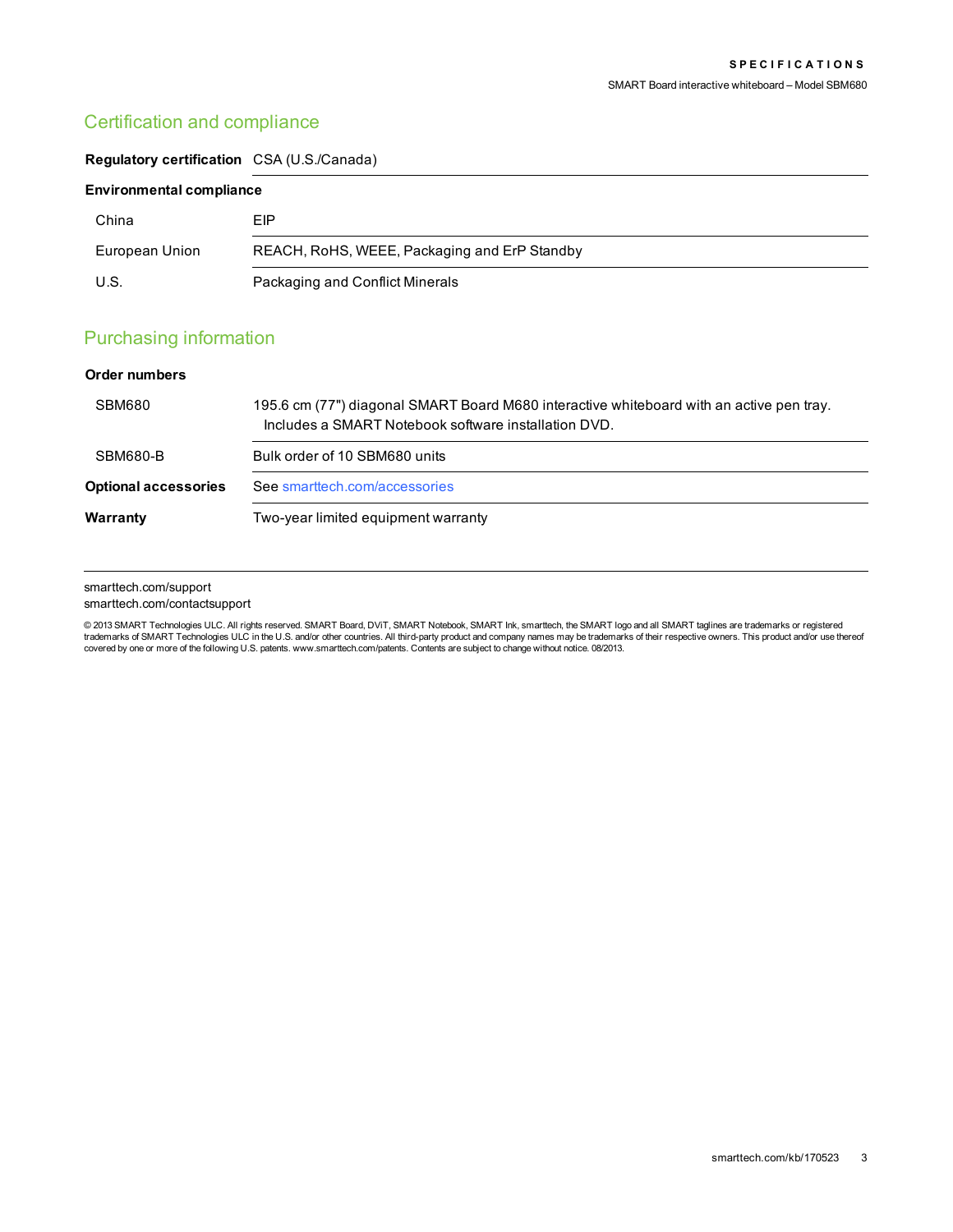## Certification and compliance

| | |
|---|---|
| **Regulatory certification** | CSA (U.S./Canada) |
| **Environmental compliance** | |
| China | EIP |
| European Union | REACH, RoHS, WEEE, Packaging and ErP Standby |
| U.S. | Packaging and Conflict Minerals |

## Purchasing information

| | |
|---|---|
| **Order numbers** | |
| SBM680 | 195.6 cm (77") diagonal SMART Board M680 interactive whiteboard with an active pen tray. Includes a SMART Notebook software installation DVD. |
| SBM680-B | Bulk order of 10 SBM680 units |
| **Optional accessories** | See smarttech.com/accessories |
| **Warranty** | Two-year limited equipment warranty |

smarttech.com/support
smarttech.com/contactsupport

© 2013 SMART Technologies ULC. All rights reserved. SMART Board, DViT, SMART Notebook, SMART Ink, smarttech, the SMART logo and all SMART taglines are trademarks or registered trademarks of SMART Technologies ULC in the U.S. and/or other countries. All third-party product and company names may be trademarks of their respective owners. This product and/or use thereof covered by one or more of the following U.S. patents. www.smarttech.com/patents. Contents are subject to change without notice. 08/2013.

smarttech.com/kb/170523